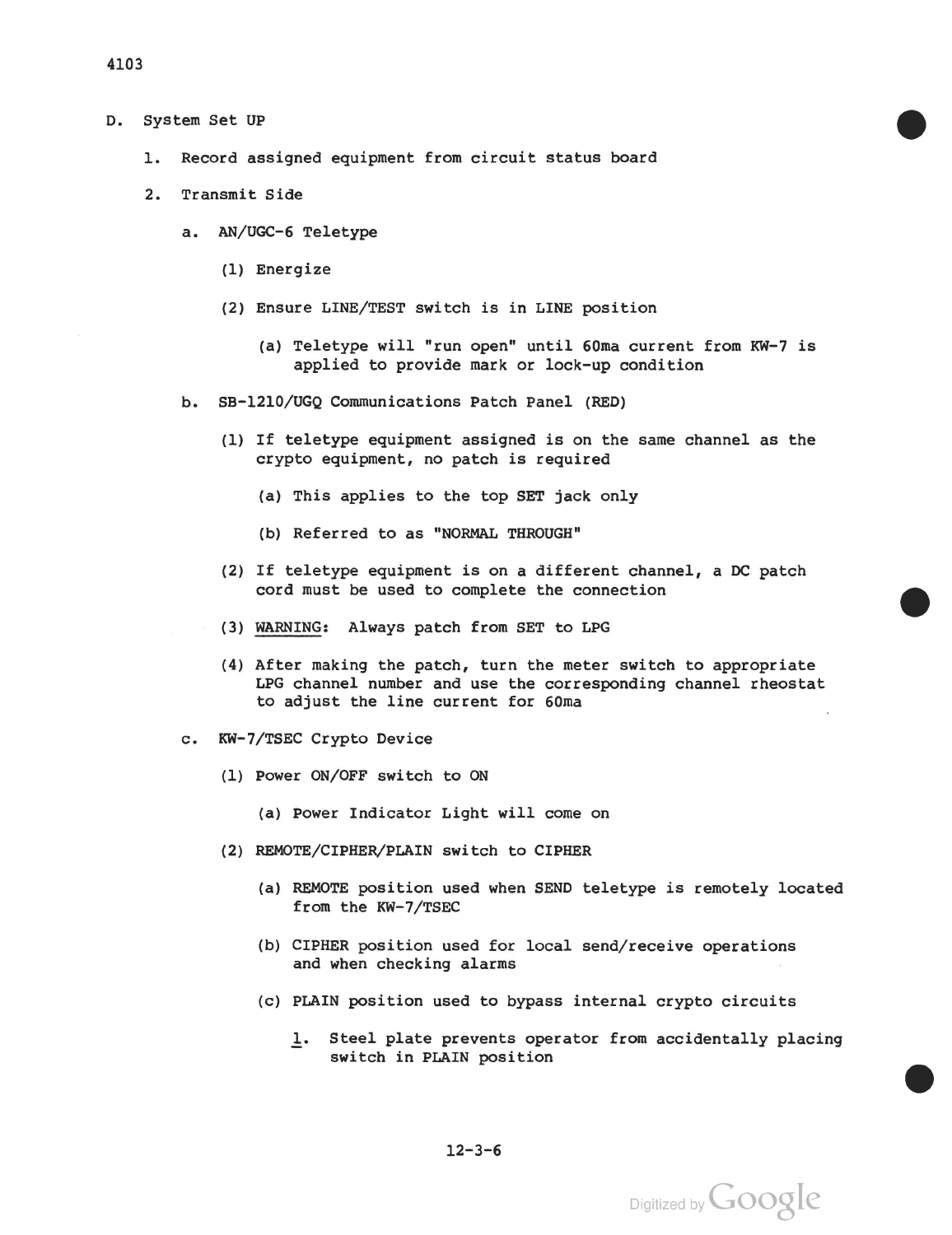D. System Set UP

1. Record assigned equipment from circuit status board

2. Transmit Side

   a. AN/UGC-6 Teletype

      (1) Energize

      (2) Ensure LINE/TEST switch is in LINE position

         (a) Teletype will "run open" until 60ma current from KW-7 is applied to provide mark or lock-up condition

   b. SB-1210/UGQ Communications Patch Panel (RED)

      (1) If teletype equipment assigned is on the same channel as the crypto equipment, no patch is required

         (a) This applies to the top SET jack only

         (b) Referred to as "NORMAL THROUGH"

      (2) If teletype equipment is on a different channel, a DC patch cord must be used to complete the connection

      (3) <u>WARNING</u>: Always patch from SET to LPG

      (4) After making the patch, turn the meter switch to appropriate LPG channel number and use the corresponding channel rheostat to adjust the line current for 60ma

   c. KW-7/TSEC Crypto Device

      (1) Power ON/OFF switch to ON

         (a) Power Indicator Light will come on

      (2) REMOTE/CIPHER/PLAIN switch to CIPHER

         (a) REMOTE position used when SEND teletype is remotely located from the KW-7/TSEC

         (b) CIPHER position used for local send/receive operations and when checking alarms

         (c) PLAIN position used to bypass internal crypto circuits

            <u>1</u>. Steel plate prevents operator from accidentally placing switch in PLAIN position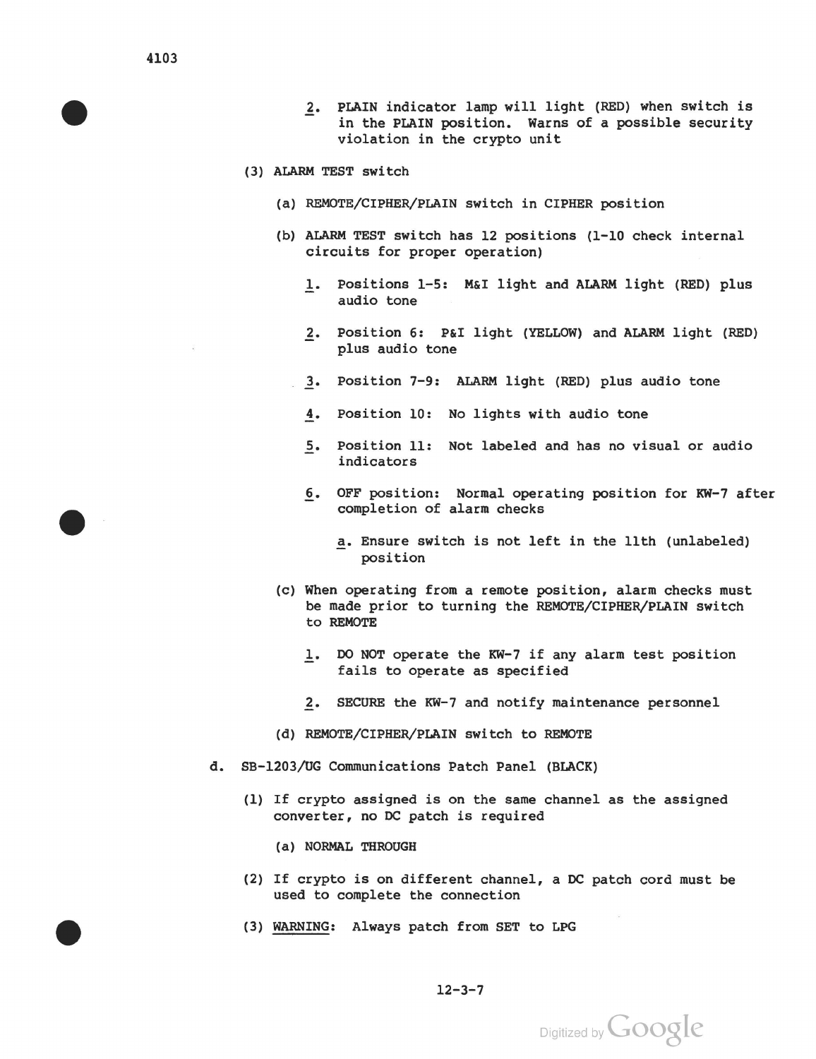2. PLAIN indicator lamp will light (RED) when switch is in the PLAIN position. Warns of a possible security violation in the crypto unit

(3) ALARM TEST switch

(a) REMOTE/CIPHER/PLAIN switch in CIPHER position

(b) ALARM TEST switch has 12 positions (1-10 check internal circuits for proper operation)

1. Positions 1-5: M&I light and ALARM light (RED) plus audio tone

2. Position 6: P&I light (YELLOW) and ALARM light (RED) plus audio tone

3. Position 7-9: ALARM light (RED) plus audio tone

4. Position 10: No lights with audio tone

5. Position 11: Not labeled and has no visual or audio indicators

6. OFF position: Normal operating position for KW-7 after completion of alarm checks

a. Ensure switch is not left in the 11th (unlabeled) position

(c) When operating from a remote position, alarm checks must be made prior to turning the REMOTE/CIPHER/PLAIN switch to REMOTE

1. DO NOT operate the KW-7 if any alarm test position fails to operate as specified

2. SECURE the KW-7 and notify maintenance personnel

(d) REMOTE/CIPHER/PLAIN switch to REMOTE

d. SB-1203/UG Communications Patch Panel (BLACK)

(1) If crypto assigned is on the same channel as the assigned converter, no DC patch is required

(a) NORMAL THROUGH

(2) If crypto is on different channel, a DC patch cord must be used to complete the connection

(3) WARNING: Always patch from SET to LPG